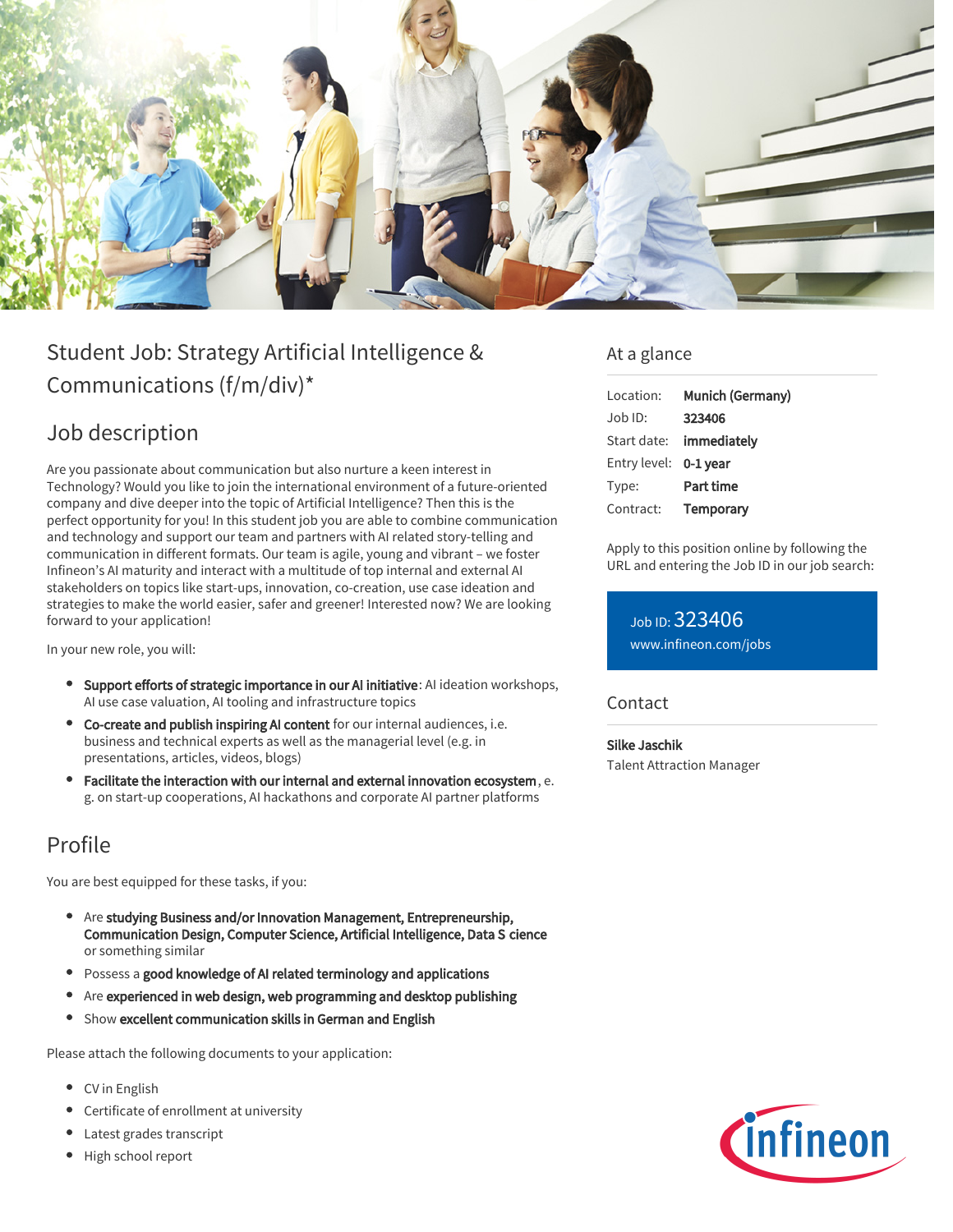# Student Job: Strategy Artificial Intelligence & Communications (f/m/div)*

## Job description

Are you passionate about communication but also nurture a keen interest in Technology? Would you like to join the international environment of a future-oriented company and dive deeper into the topic of Artificial Intelligence? Then this is the perfect opportunity for you! In this student job you are able to combine communication and technology and support our team and partners with AI related story-telling and communication in different formats. Our team is agile, young and vibrant – we foster Infineon's AI maturity and interact with a multitude of top internal and external AI stakeholders on topics like start-ups, innovation, co-creation, use case ideation and strategies to make the world easier, safer and greener! Interested now? We are looking forward to your application!

In your new role, you will:

- **Support efforts of strategic importance in our AI initiative**: AI ideation workshops, AI use case valuation, AI tooling and infrastructure topics
- **Co-create and publish inspiring AI content** for our internal audiences, i.e. business and technical experts as well as the managerial level (e.g. in presentations, articles, videos, blogs)
- **Facilitate the interaction with our internal and external innovation ecosystem**, e. g. on start-up cooperations, AI hackathons and corporate AI partner platforms

## Profile

You are best equipped for these tasks, if you:

- Are **studying Business and/or Innovation Management, Entrepreneurship, Communication Design, Computer Science, Artificial Intelligence, Data S cience** or something similar
- Possess a **good knowledge of AI related terminology and applications**
- Are **experienced in web design, web programming and desktop publishing**
- Show **excellent communication skills in German and English**

Please attach the following documents to your application:

- CV in English
- Certificate of enrollment at university
- Latest grades transcript
- High school report

## At a glance

| | |
|---|---|
| Location: | **Munich (Germany)** |
| Job ID: | **323406** |
| Start date: | **immediately** |
| Entry level: | **0-1 year** |
| Type: | **Part time** |
| Contract: | **Temporary** |

Apply to this position online by following the URL and entering the Job ID in our job search:

Job ID: 323406
www.infineon.com/jobs

## Contact

**Silke Jaschik**
Talent Attraction Manager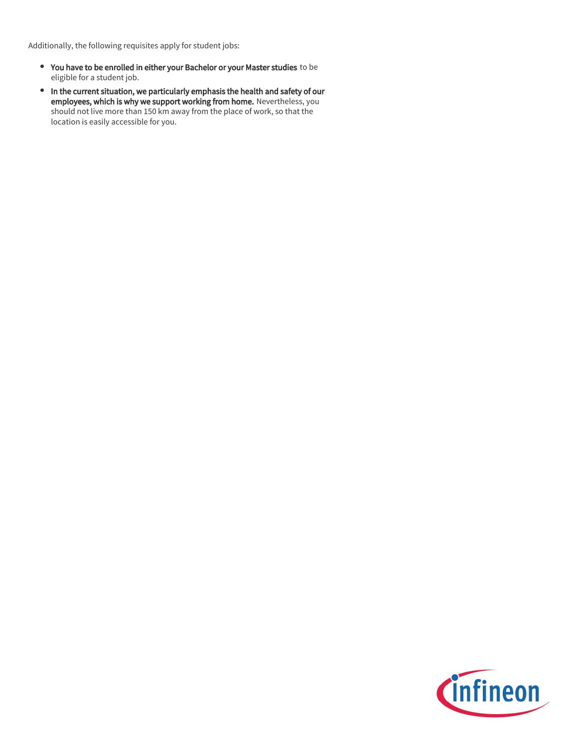Additionally, the following requisites apply for student jobs:

- **You have to be enrolled in either your Bachelor or your Master studies** to be eligible for a student job.
- **In the current situation, we particularly emphasis the health and safety of our employees, which is why we support working from home.** Nevertheless, you should not live more than 150 km away from the place of work, so that the location is easily accessible for you.